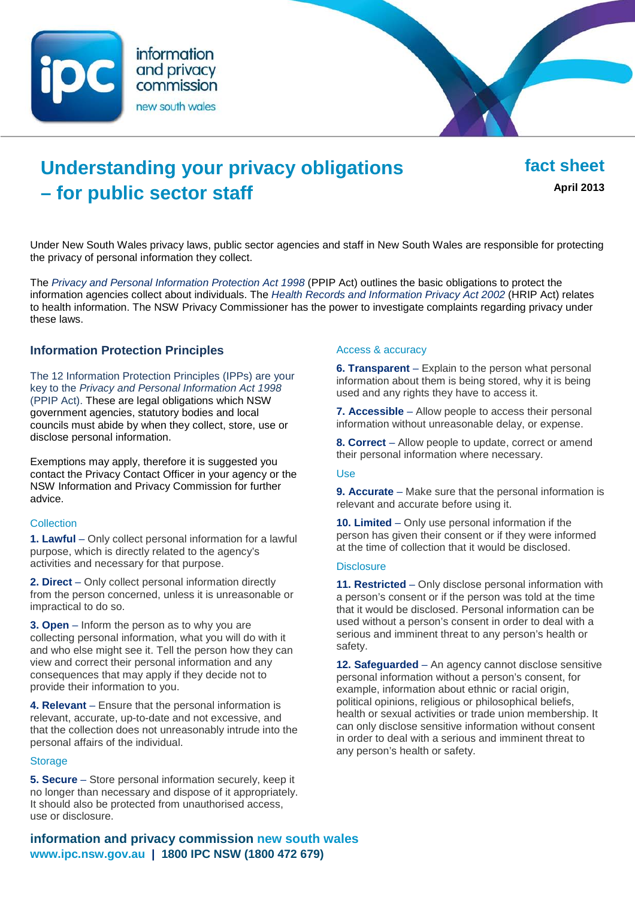information and privacy commission new south wales

# Understanding your privacy obligations – for public sector staff

**fact sheet**

**April 2013**

Under New South Wales privacy laws, public sector agencies and staff in New South Wales are responsible for protecting the privacy of personal information they collect.

The *Privacy and Personal Information Protection Act 1998* (PPIP Act) outlines the basic obligations to protect the information agencies collect about individuals. The *Health Records and Information Privacy Act 2002* (HRIP Act) relates to health information. The NSW Privacy Commissioner has the power to investigate complaints regarding privacy under these laws.

## Information Protection Principles

The 12 Information Protection Principles (IPPs) are your key to the *Privacy and Personal Information Act 1998* (PPIP Act). These are legal obligations which NSW government agencies, statutory bodies and local councils must abide by when they collect, store, use or disclose personal information.

Exemptions may apply, therefore it is suggested you contact the Privacy Contact Officer in your agency or the NSW Information and Privacy Commission for further advice.

### Collection

**1. Lawful** – Only collect personal information for a lawful purpose, which is directly related to the agency's activities and necessary for that purpose.

**2. Direct** – Only collect personal information directly from the person concerned, unless it is unreasonable or impractical to do so.

**3. Open** – Inform the person as to why you are collecting personal information, what you will do with it and who else might see it. Tell the person how they can view and correct their personal information and any consequences that may apply if they decide not to provide their information to you.

**4. Relevant** – Ensure that the personal information is relevant, accurate, up-to-date and not excessive, and that the collection does not unreasonably intrude into the personal affairs of the individual.

### Storage

**5. Secure** – Store personal information securely, keep it no longer than necessary and dispose of it appropriately. It should also be protected from unauthorised access, use or disclosure.

### Access & accuracy

**6. Transparent** – Explain to the person what personal information about them is being stored, why it is being used and any rights they have to access it.

**7. Accessible** – Allow people to access their personal information without unreasonable delay, or expense.

**8. Correct** – Allow people to update, correct or amend their personal information where necessary.

### Use

**9. Accurate** – Make sure that the personal information is relevant and accurate before using it.

**10. Limited** – Only use personal information if the person has given their consent or if they were informed at the time of collection that it would be disclosed.

### Disclosure

**11. Restricted** – Only disclose personal information with a person's consent or if the person was told at the time that it would be disclosed. Personal information can be used without a person's consent in order to deal with a serious and imminent threat to any person's health or safety.

**12. Safeguarded** – An agency cannot disclose sensitive personal information without a person's consent, for example, information about ethnic or racial origin, political opinions, religious or philosophical beliefs, health or sexual activities or trade union membership. It can only disclose sensitive information without consent in order to deal with a serious and imminent threat to any person's health or safety.

**information and privacy commission new south wales**
**www.ipc.nsw.gov.au | 1800 IPC NSW (1800 472 679)**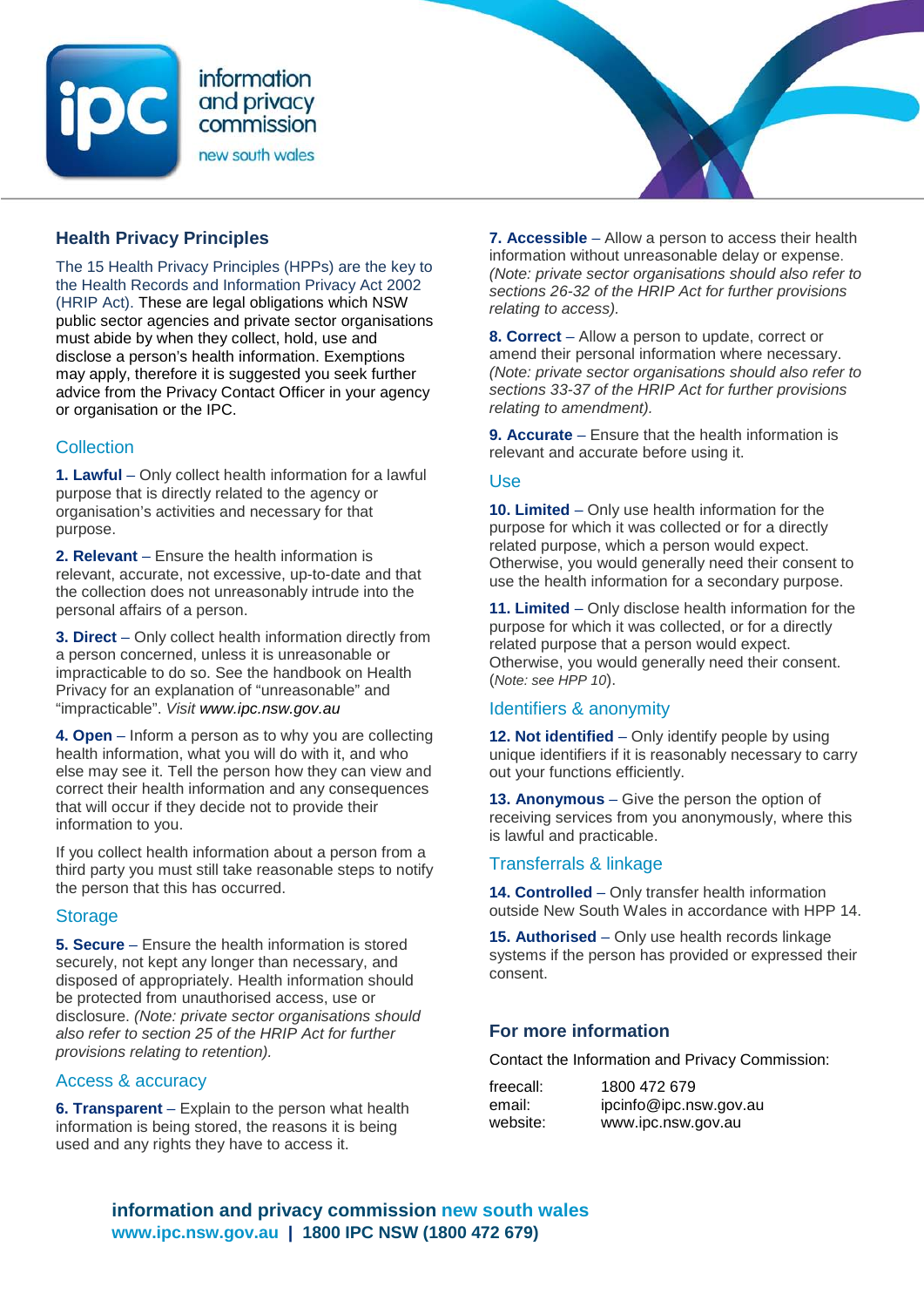## Health Privacy Principles

The 15 Health Privacy Principles (HPPs) are the key to the Health Records and Information Privacy Act 2002 (HRIP Act). These are legal obligations which NSW public sector agencies and private sector organisations must abide by when they collect, hold, use and disclose a person's health information. Exemptions may apply, therefore it is suggested you seek further advice from the Privacy Contact Officer in your agency or organisation or the IPC.

### Collection

**1. Lawful** – Only collect health information for a lawful purpose that is directly related to the agency or organisation's activities and necessary for that purpose.

**2. Relevant** – Ensure the health information is relevant, accurate, not excessive, up-to-date and that the collection does not unreasonably intrude into the personal affairs of a person.

**3. Direct** – Only collect health information directly from a person concerned, unless it is unreasonable or impracticable to do so. See the handbook on Health Privacy for an explanation of "unreasonable" and "impracticable". *Visit www.ipc.nsw.gov.au*

**4. Open** – Inform a person as to why you are collecting health information, what you will do with it, and who else may see it. Tell the person how they can view and correct their health information and any consequences that will occur if they decide not to provide their information to you.

If you collect health information about a person from a third party you must still take reasonable steps to notify the person that this has occurred.

### Storage

**5. Secure** – Ensure the health information is stored securely, not kept any longer than necessary, and disposed of appropriately. Health information should be protected from unauthorised access, use or disclosure. *(Note: private sector organisations should also refer to section 25 of the HRIP Act for further provisions relating to retention).*

### Access & accuracy

**6. Transparent** – Explain to the person what health information is being stored, the reasons it is being used and any rights they have to access it.

**7. Accessible** – Allow a person to access their health information without unreasonable delay or expense. *(Note: private sector organisations should also refer to sections 26-32 of the HRIP Act for further provisions relating to access).*

**8. Correct** – Allow a person to update, correct or amend their personal information where necessary. *(Note: private sector organisations should also refer to sections 33-37 of the HRIP Act for further provisions relating to amendment).*

**9. Accurate** – Ensure that the health information is relevant and accurate before using it.

### Use

**10. Limited** – Only use health information for the purpose for which it was collected or for a directly related purpose, which a person would expect. Otherwise, you would generally need their consent to use the health information for a secondary purpose.

**11. Limited** – Only disclose health information for the purpose for which it was collected, or for a directly related purpose that a person would expect. Otherwise, you would generally need their consent. (*Note: see HPP 10*).

### Identifiers & anonymity

**12. Not identified** – Only identify people by using unique identifiers if it is reasonably necessary to carry out your functions efficiently.

**13. Anonymous** – Give the person the option of receiving services from you anonymously, where this is lawful and practicable.

### Transferrals & linkage

**14. Controlled** – Only transfer health information outside New South Wales in accordance with HPP 14.

**15. Authorised** – Only use health records linkage systems if the person has provided or expressed their consent.

## For more information

Contact the Information and Privacy Commission:

| | |
|---|---|
| freecall: | 1800 472 679 |
| email: | ipcinfo@ipc.nsw.gov.au |
| website: | www.ipc.nsw.gov.au |

**information and privacy commission new south wales**
**www.ipc.nsw.gov.au | 1800 IPC NSW (1800 472 679)**